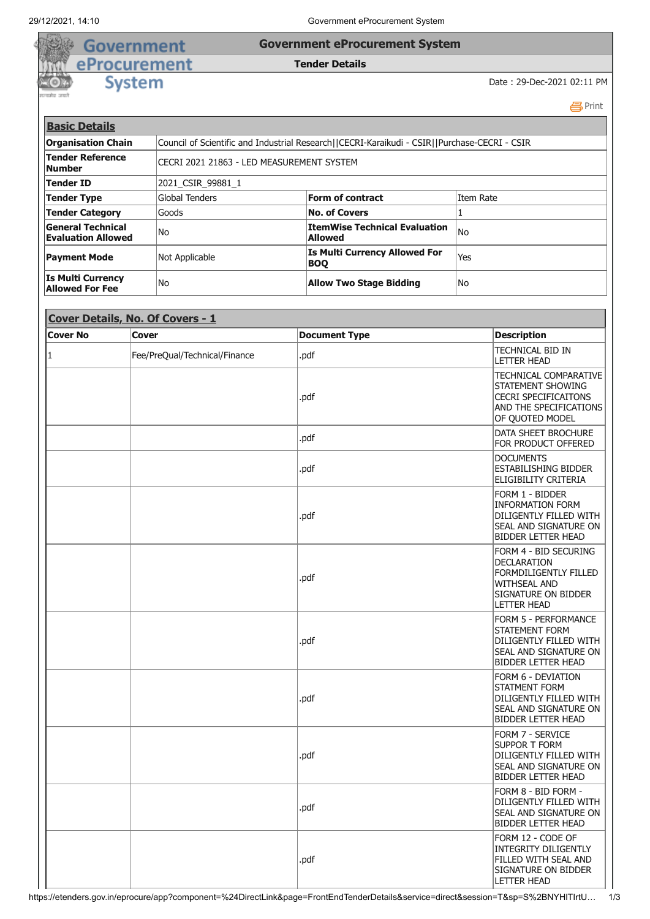# Government eProcurement System

## Tender Details

Date : 29-Dec-2021 02:11 PM

### Basic Details

| | | | |
|---|---|---|---|
| **Organisation Chain** | Council of Scientific and Industrial Research\|\|CECRI-Karaikudi - CSIR\|\|Purchase-CECRI - CSIR | | |
| **Tender Reference Number** | CECRI 2021 21863 - LED MEASUREMENT SYSTEM | | |
| **Tender ID** | 2021_CSIR_99881_1 | | |
| **Tender Type** | Global Tenders | **Form of contract** | Item Rate |
| **Tender Category** | Goods | **No. of Covers** | 1 |
| **General Technical Evaluation Allowed** | No | **ItemWise Technical Evaluation Allowed** | No |
| **Payment Mode** | Not Applicable | **Is Multi Currency Allowed For BOQ** | Yes |
| **Is Multi Currency Allowed For Fee** | No | **Allow Two Stage Bidding** | No |

### Cover Details, No. Of Covers - 1

| Cover No | Cover | Document Type | Description |
|---|---|---|---|
| 1 | Fee/PreQual/Technical/Finance | .pdf | TECHNICAL BID IN LETTER HEAD |
| | | .pdf | TECHNICAL COMPARATIVE STATEMENT SHOWING CECRI SPECIFICAITONS AND THE SPECIFICATIONS OF QUOTED MODEL |
| | | .pdf | DATA SHEET BROCHURE FOR PRODUCT OFFERED |
| | | .pdf | DOCUMENTS ESTABILISHING BIDDER ELIGIBILITY CRITERIA |
| | | .pdf | FORM 1 - BIDDER INFORMATION FORM DILIGENTLY FILLED WITH SEAL AND SIGNATURE ON BIDDER LETTER HEAD |
| | | .pdf | FORM 4 - BID SECURING DECLARATION FORMDILIGENTLY FILLED WITHSEAL AND SIGNATURE ON BIDDER LETTER HEAD |
| | | .pdf | FORM 5 - PERFORMANCE STATEMENT FORM DILIGENTLY FILLED WITH SEAL AND SIGNATURE ON BIDDER LETTER HEAD |
| | | .pdf | FORM 6 - DEVIATION STATMENT FORM DILIGENTLY FILLED WITH SEAL AND SIGNATURE ON BIDDER LETTER HEAD |
| | | .pdf | FORM 7 - SERVICE SUPPOR T FORM DILIGENTLY FILLED WITH SEAL AND SIGNATURE ON BIDDER LETTER HEAD |
| | | .pdf | FORM 8 - BID FORM - DILIGENTLY FILLED WITH SEAL AND SIGNATURE ON BIDDER LETTER HEAD |
| | | .pdf | FORM 12 - CODE OF INTEGRITY DILIGENTLY FILLED WITH SEAL AND SIGNATURE ON BIDDER LETTER HEAD |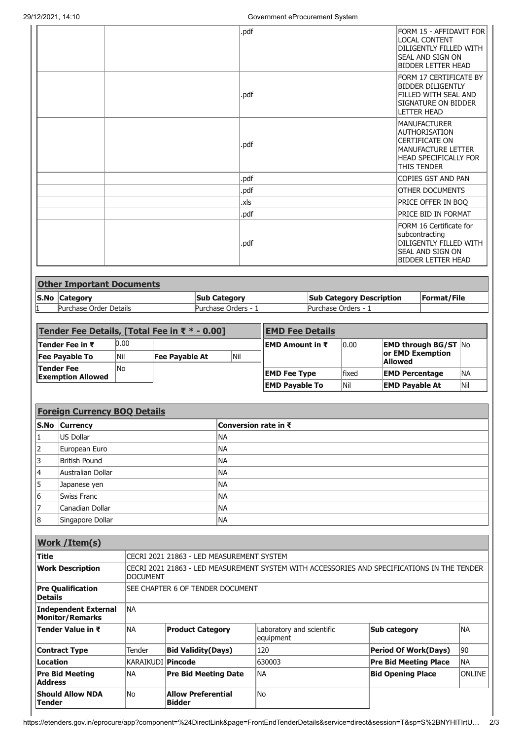| | | .pdf | FORM 15 - AFFIDAVIT FOR LOCAL CONTENT DILIGENTLY FILLED WITH SEAL AND SIGN ON BIDDER LETTER HEAD |
|---|---|---|---|
| | | .pdf | FORM 17 CERTIFICATE BY BIDDER DILIGENTLY FILLED WITH SEAL AND SIGNATURE ON BIDDER LETTER HEAD |
| | | .pdf | MANUFACTURER AUTHORISATION CERTIFICATE ON MANUFACTURE LETTER HEAD SPECIFICALLY FOR THIS TENDER |
| | | .pdf | COPIES GST AND PAN |
| | | .pdf | OTHER DOCUMENTS |
| | | .xls | PRICE OFFER IN BOQ |
| | | .pdf | PRICE BID IN FORMAT |
| | | .pdf | FORM 16 Certificate for subcontracting DILIGENTLY FILLED WITH SEAL AND SIGN ON BIDDER LETTER HEAD |

## Other Important Documents

| S.No | Category | Sub Category | Sub Category Description | Format/File |
|---|---|---|---|---|
| 1 | Purchase Order Details | Purchase Orders - 1 | Purchase Orders - 1 | |

## Tender Fee Details, [Total Fee in ₹ * - 0.00]

| | | | |
|---|---|---|---|
| **Tender Fee in ₹** | 0.00 | | |
| **Fee Payable To** | Nil | **Fee Payable At** | Nil |
| **Tender Fee Exemption Allowed** | No | | |

## EMD Fee Details

| | | | |
|---|---|---|---|
| **EMD Amount in ₹** | 0.00 | **EMD through BG/ST or EMD Exemption Allowed** | No |
| **EMD Fee Type** | fixed | **EMD Percentage** | NA |
| **EMD Payable To** | Nil | **EMD Payable At** | Nil |

## Foreign Currency BOQ Details

| S.No | Currency | Conversion rate in ₹ |
|---|---|---|
| 1 | US Dollar | NA |
| 2 | European Euro | NA |
| 3 | British Pound | NA |
| 4 | Australian Dollar | NA |
| 5 | Japanese yen | NA |
| 6 | Swiss Franc | NA |
| 7 | Canadian Dollar | NA |
| 8 | Singapore Dollar | NA |

## Work /Item(s)

| | | | | | |
|---|---|---|---|---|---|
| **Title** | CECRI 2021 21863 - LED MEASUREMENT SYSTEM | | | | |
| **Work Description** | CECRI 2021 21863 - LED MEASUREMENT SYSTEM WITH ACCESSORIES AND SPECIFICATIONS IN THE TENDER DOCUMENT | | | | |
| **Pre Qualification Details** | SEE CHAPTER 6 OF TENDER DOCUMENT | | | | |
| **Independent External Monitor/Remarks** | NA | | | | |
| **Tender Value in ₹** | NA | **Product Category** | Laboratory and scientific equipment | **Sub category** | NA |
| **Contract Type** | Tender | **Bid Validity(Days)** | 120 | **Period Of Work(Days)** | 90 |
| **Location** | KARAIKUDI | **Pincode** | 630003 | **Pre Bid Meeting Place** | NA |
| **Pre Bid Meeting Address** | NA | **Pre Bid Meeting Date** | NA | **Bid Opening Place** | ONLINE |
| **Should Allow NDA Tender** | No | **Allow Preferential Bidder** | No | | |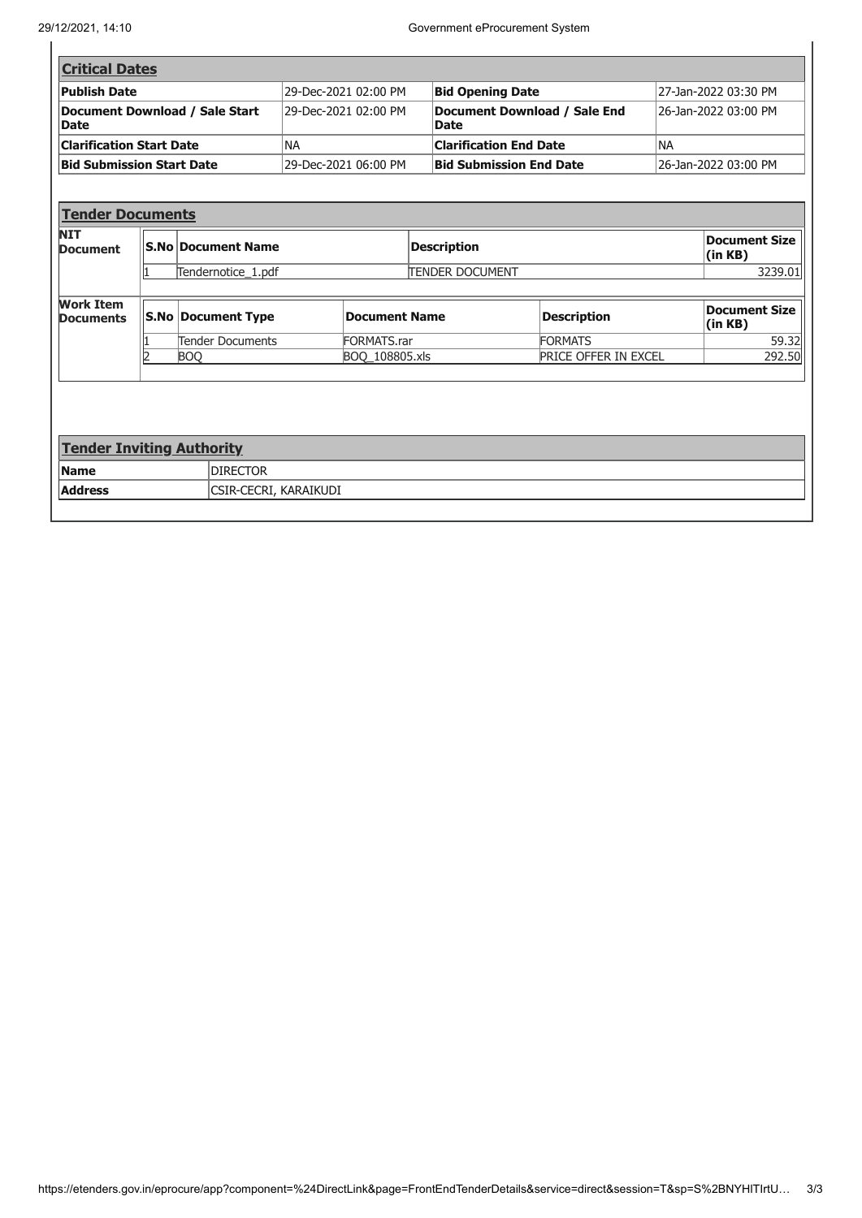## Critical Dates

| | | | |
|---|---|---|---|
| **Publish Date** | 29-Dec-2021 02:00 PM | **Bid Opening Date** | 27-Jan-2022 03:30 PM |
| **Document Download / Sale Start Date** | 29-Dec-2021 02:00 PM | **Document Download / Sale End Date** | 26-Jan-2022 03:00 PM |
| **Clarification Start Date** | NA | **Clarification End Date** | NA |
| **Bid Submission Start Date** | 29-Dec-2021 06:00 PM | **Bid Submission End Date** | 26-Jan-2022 03:00 PM |

## Tender Documents

**NIT Document**

| S.No | Document Name | Description | Document Size (in KB) |
|---|---|---|---|
| 1 | Tendernotice_1.pdf | TENDER DOCUMENT | 3239.01 |

**Work Item Documents**

| S.No | Document Type | Document Name | Description | Document Size (in KB) |
|---|---|---|---|---|
| 1 | Tender Documents | FORMATS.rar | FORMATS | 59.32 |
| 2 | BOQ | BOQ_108805.xls | PRICE OFFER IN EXCEL | 292.50 |

## Tender Inviting Authority

| | |
|---|---|
| **Name** | DIRECTOR |
| **Address** | CSIR-CECRI, KARAIKUDI |